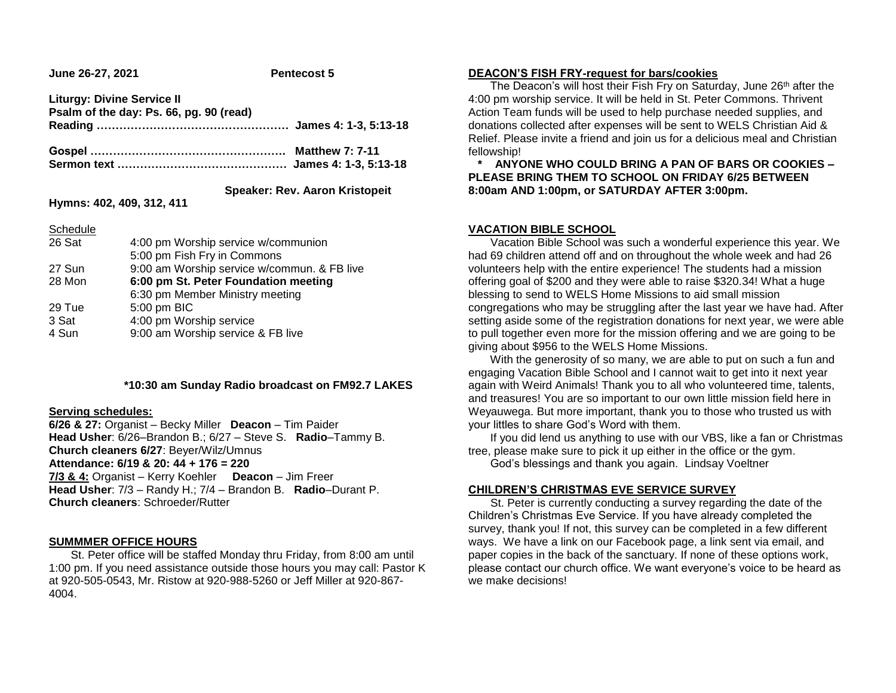**June 26-27, 2021** **Pentecost 5**

**Liturgy: Divine Service II**
**Psalm of the day: Ps. 66, pg. 90 (read)**
**Reading …………………………………………… James 4: 1-3, 5:13-18**

**Gospel ……………………………………………. Matthew 7: 7-11**
**Sermon text ……………………………………… James 4: 1-3, 5:13-18**

**Speaker: Rev. Aaron Kristopeit**

**Hymns: 402, 409, 312, 411**

Schedule

| | |
|---|---|
| 26 Sat | 4:00 pm Worship service w/communion |
| | 5:00 pm Fish Fry in Commons |
| 27 Sun | 9:00 am Worship service w/commun. & FB live |
| 28 Mon | **6:00 pm St. Peter Foundation meeting** |
| | 6:30 pm Member Ministry meeting |
| 29 Tue | 5:00 pm BIC |
| 3 Sat | 4:00 pm Worship service |
| 4 Sun | 9:00 am Worship service & FB live |

**\*10:30 am Sunday Radio broadcast on FM92.7 LAKES**

**Serving schedules:**
**6/26 & 27:** Organist – Becky Miller **Deacon** – Tim Paider
**Head Usher**: 6/26–Brandon B.; 6/27 – Steve S. **Radio**–Tammy B.
**Church cleaners 6/27**: Beyer/Wilz/Umnus
**Attendance: 6/19 & 20: 44 + 176 = 220**
**7/3 & 4:** Organist – Kerry Koehler **Deacon** – Jim Freer
**Head Usher**: 7/3 – Randy H.; 7/4 – Brandon B. **Radio**–Durant P.
**Church cleaners**: Schroeder/Rutter

**SUMMMER OFFICE HOURS**

St. Peter office will be staffed Monday thru Friday, from 8:00 am until 1:00 pm. If you need assistance outside those hours you may call: Pastor K at 920-505-0543, Mr. Ristow at 920-988-5260 or Jeff Miller at 920-867-4004.

**DEACON'S FISH FRY-request for bars/cookies**

The Deacon's will host their Fish Fry on Saturday, June 26th after the 4:00 pm worship service. It will be held in St. Peter Commons. Thrivent Action Team funds will be used to help purchase needed supplies, and donations collected after expenses will be sent to WELS Christian Aid & Relief. Please invite a friend and join us for a delicious meal and Christian fellowship!

**\* ANYONE WHO COULD BRING A PAN OF BARS OR COOKIES – PLEASE BRING THEM TO SCHOOL ON FRIDAY 6/25 BETWEEN 8:00am AND 1:00pm, or SATURDAY AFTER 3:00pm.**

**VACATION BIBLE SCHOOL**

Vacation Bible School was such a wonderful experience this year. We had 69 children attend off and on throughout the whole week and had 26 volunteers help with the entire experience! The students had a mission offering goal of $200 and they were able to raise $320.34! What a huge blessing to send to WELS Home Missions to aid small mission congregations who may be struggling after the last year we have had. After setting aside some of the registration donations for next year, we were able to pull together even more for the mission offering and we are going to be giving about $956 to the WELS Home Missions.

With the generosity of so many, we are able to put on such a fun and engaging Vacation Bible School and I cannot wait to get into it next year again with Weird Animals! Thank you to all who volunteered time, talents, and treasures! You are so important to our own little mission field here in Weyauwega. But more important, thank you to those who trusted us with your littles to share God's Word with them.

If you did lend us anything to use with our VBS, like a fan or Christmas tree, please make sure to pick it up either in the office or the gym.

God's blessings and thank you again. Lindsay Voeltner

**CHILDREN'S CHRISTMAS EVE SERVICE SURVEY**

St. Peter is currently conducting a survey regarding the date of the Children's Christmas Eve Service. If you have already completed the survey, thank you! If not, this survey can be completed in a few different ways. We have a link on our Facebook page, a link sent via email, and paper copies in the back of the sanctuary. If none of these options work, please contact our church office. We want everyone's voice to be heard as we make decisions!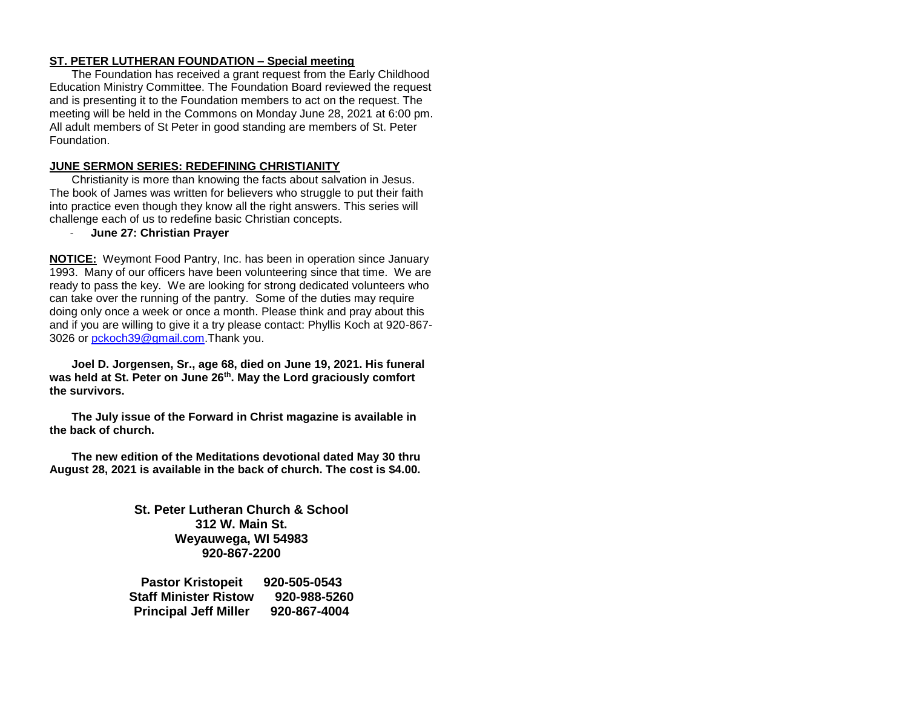**ST. PETER LUTHERAN FOUNDATION – Special meeting**

The Foundation has received a grant request from the Early Childhood Education Ministry Committee. The Foundation Board reviewed the request and is presenting it to the Foundation members to act on the request. The meeting will be held in the Commons on Monday June 28, 2021 at 6:00 pm. All adult members of St Peter in good standing are members of St. Peter Foundation.

**JUNE SERMON SERIES: REDEFINING CHRISTIANITY**

Christianity is more than knowing the facts about salvation in Jesus. The book of James was written for believers who struggle to put their faith into practice even though they know all the right answers. This series will challenge each of us to redefine basic Christian concepts.

- **June 27: Christian Prayer**

**NOTICE:** Weymont Food Pantry, Inc. has been in operation since January 1993. Many of our officers have been volunteering since that time. We are ready to pass the key. We are looking for strong dedicated volunteers who can take over the running of the pantry. Some of the duties may require doing only once a week or once a month. Please think and pray about this and if you are willing to give it a try please contact: Phyllis Koch at 920-867-3026 or pckoch39@gmail.com.Thank you.

**Joel D. Jorgensen, Sr., age 68, died on June 19, 2021. His funeral was held at St. Peter on June 26th. May the Lord graciously comfort the survivors.**

**The July issue of the Forward in Christ magazine is available in the back of church.**

**The new edition of the Meditations devotional dated May 30 thru August 28, 2021 is available in the back of church. The cost is $4.00.**

**St. Peter Lutheran Church & School**
**312 W. Main St.**
**Weyauwega, WI 54983**
**920-867-2200**

**Pastor Kristopeit 920-505-0543**
**Staff Minister Ristow 920-988-5260**
**Principal Jeff Miller 920-867-4004**